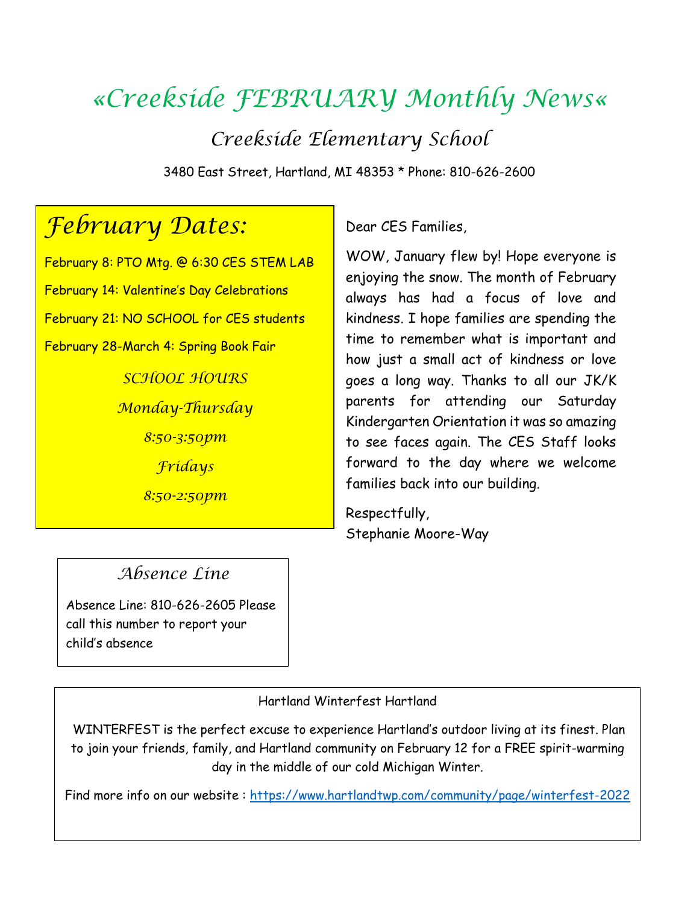# «Creekside FEBRUARY Monthly News«

## Creekside Elementary School

3480 East Street, Hartland, MI 48353 * Phone: 810-626-2600

## February Dates:

February 8: PTO Mtg. @ 6:30 CES STEM LAB

February 14: Valentine's Day Celebrations

February 21: NO SCHOOL for CES students

February 28-March 4: Spring Book Fair

*SCHOOL HOURS*

*Monday-Thursday*

*8:50-3:50pm*

*Fridays*

*8:50-2:50pm*

Dear CES Families,

WOW, January flew by! Hope everyone is enjoying the snow. The month of February always has had a focus of love and kindness. I hope families are spending the time to remember what is important and how just a small act of kindness or love goes a long way. Thanks to all our JK/K parents for attending our Saturday Kindergarten Orientation it was so amazing to see faces again. The CES Staff looks forward to the day where we welcome families back into our building.

Respectfully,
Stephanie Moore-Way

### Absence Line

Absence Line: 810-626-2605 Please call this number to report your child's absence

Hartland Winterfest Hartland

WINTERFEST is the perfect excuse to experience Hartland's outdoor living at its finest. Plan to join your friends, family, and Hartland community on February 12 for a FREE spirit-warming day in the middle of our cold Michigan Winter.

Find more info on our website : https://www.hartlandtwp.com/community/page/winterfest-2022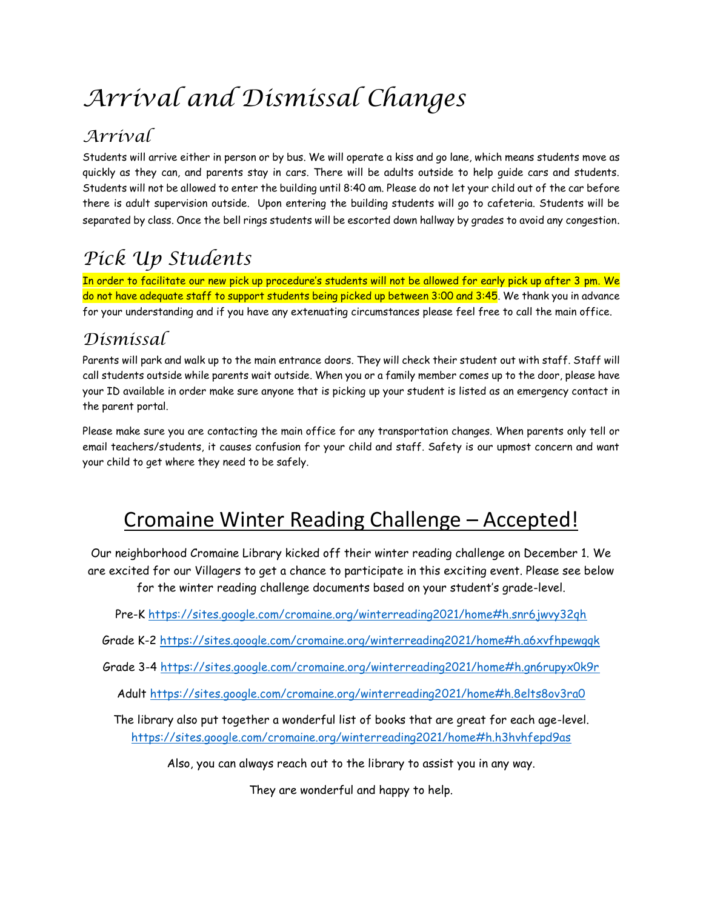# Arrival and Dismissal Changes

## Arrival

Students will arrive either in person or by bus. We will operate a kiss and go lane, which means students move as quickly as they can, and parents stay in cars. There will be adults outside to help guide cars and students. Students will not be allowed to enter the building until 8:40 am. Please do not let your child out of the car before there is adult supervision outside. Upon entering the building students will go to cafeteria. Students will be separated by class. Once the bell rings students will be escorted down hallway by grades to avoid any congestion.

## Pick Up Students

In order to facilitate our new pick up procedure's students will not be allowed for early pick up after 3 pm. We do not have adequate staff to support students being picked up between 3:00 and 3:45. We thank you in advance for your understanding and if you have any extenuating circumstances please feel free to call the main office.

## Dismissal

Parents will park and walk up to the main entrance doors. They will check their student out with staff. Staff will call students outside while parents wait outside. When you or a family member comes up to the door, please have your ID available in order make sure anyone that is picking up your student is listed as an emergency contact in the parent portal.

Please make sure you are contacting the main office for any transportation changes. When parents only tell or email teachers/students, it causes confusion for your child and staff. Safety is our upmost concern and want your child to get where they need to be safely.

## Cromaine Winter Reading Challenge – Accepted!

Our neighborhood Cromaine Library kicked off their winter reading challenge on December 1. We are excited for our Villagers to get a chance to participate in this exciting event. Please see below for the winter reading challenge documents based on your student's grade-level.

Pre-K https://sites.google.com/cromaine.org/winterreading2021/home#h.snr6jwvy32qh

Grade K-2 https://sites.google.com/cromaine.org/winterreading2021/home#h.a6xvfhpewgqk

Grade 3-4 https://sites.google.com/cromaine.org/winterreading2021/home#h.gn6rupyx0k9r

Adult https://sites.google.com/cromaine.org/winterreading2021/home#h.8elts8ov3ra0

The library also put together a wonderful list of books that are great for each age-level. https://sites.google.com/cromaine.org/winterreading2021/home#h.h3hvhfepd9as

Also, you can always reach out to the library to assist you in any way.

They are wonderful and happy to help.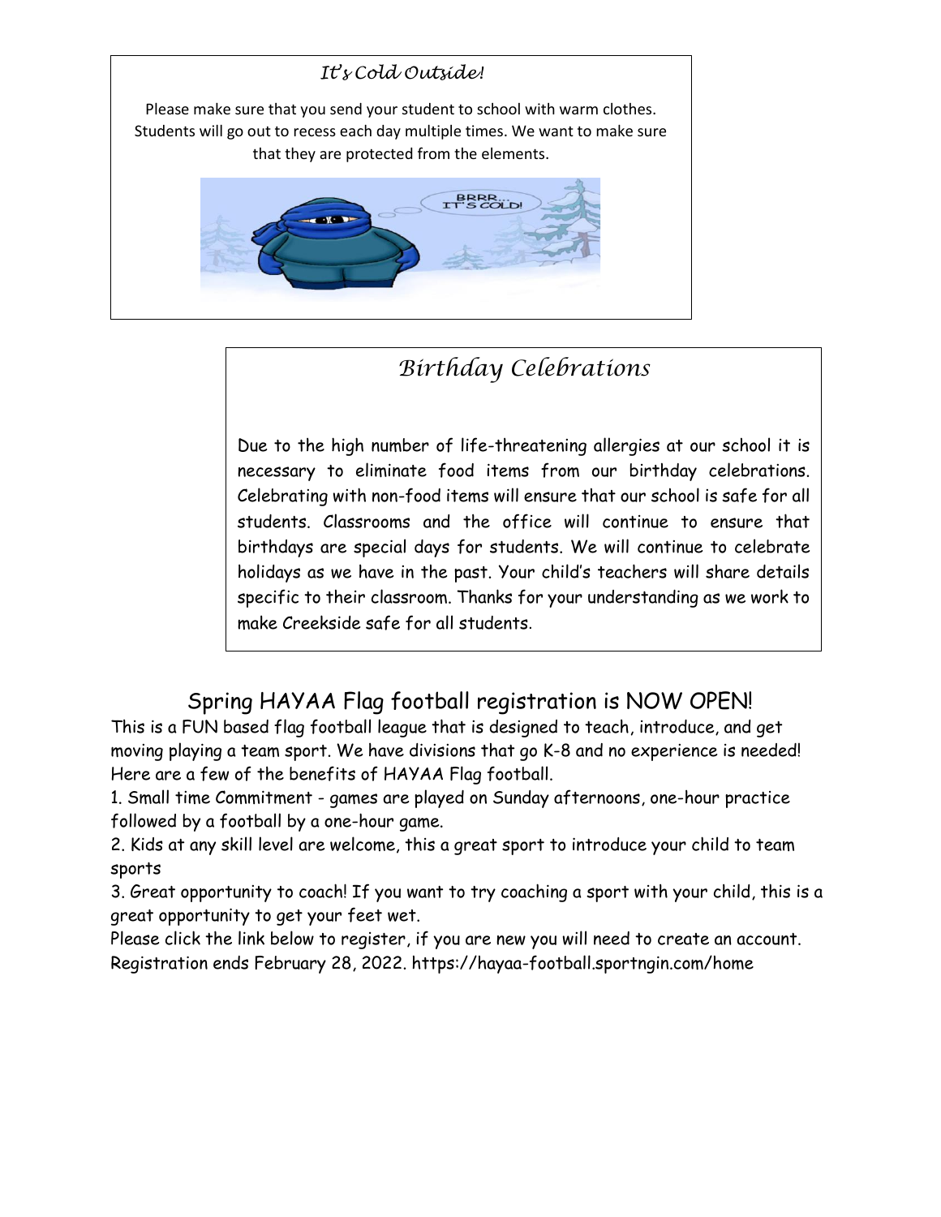## *It's Cold Outside!*

Please make sure that you send your student to school with warm clothes. Students will go out to recess each day multiple times. We want to make sure that they are protected from the elements.

## *Birthday Celebrations*

Due to the high number of life-threatening allergies at our school it is necessary to eliminate food items from our birthday celebrations. Celebrating with non-food items will ensure that our school is safe for all students. Classrooms and the office will continue to ensure that birthdays are special days for students. We will continue to celebrate holidays as we have in the past. Your child's teachers will share details specific to their classroom. Thanks for your understanding as we work to make Creekside safe for all students.

## Spring HAYAA Flag football registration is NOW OPEN!

This is a FUN based flag football league that is designed to teach, introduce, and get moving playing a team sport. We have divisions that go K-8 and no experience is needed! Here are a few of the benefits of HAYAA Flag football.

1. Small time Commitment - games are played on Sunday afternoons, one-hour practice followed by a football by a one-hour game.
2. Kids at any skill level are welcome, this a great sport to introduce your child to team sports
3. Great opportunity to coach! If you want to try coaching a sport with your child, this is a great opportunity to get your feet wet.

Please click the link below to register, if you are new you will need to create an account. Registration ends February 28, 2022. https://hayaa-football.sportngin.com/home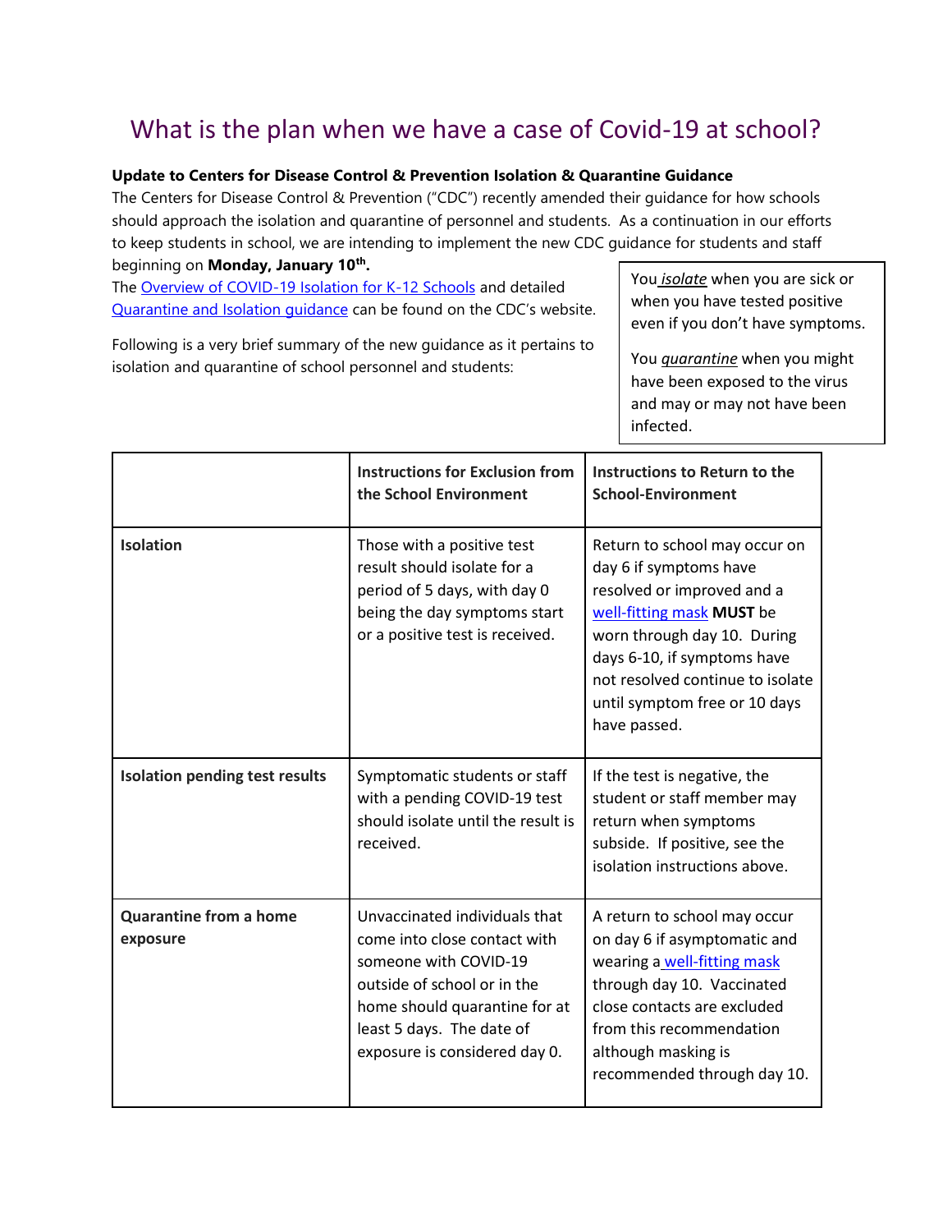# What is the plan when we have a case of Covid-19 at school?

**Update to Centers for Disease Control & Prevention Isolation & Quarantine Guidance**

The Centers for Disease Control & Prevention ("CDC") recently amended their guidance for how schools should approach the isolation and quarantine of personnel and students. As a continuation in our efforts to keep students in school, we are intending to implement the new CDC guidance for students and staff beginning on **Monday, January 10th.**

The Overview of COVID-19 Isolation for K-12 Schools and detailed Quarantine and Isolation guidance can be found on the CDC's website.

Following is a very brief summary of the new guidance as it pertains to isolation and quarantine of school personnel and students:

> You *isolate* when you are sick or when you have tested positive even if you don't have symptoms.
>
> You *quarantine* when you might have been exposed to the virus and may or may not have been infected.

| | **Instructions for Exclusion from the School Environment** | **Instructions to Return to the School-Environment** |
|---|---|---|
| **Isolation** | Those with a positive test result should isolate for a period of 5 days, with day 0 being the day symptoms start or a positive test is received. | Return to school may occur on day 6 if symptoms have resolved or improved and a well-fitting mask **MUST** be worn through day 10. During days 6-10, if symptoms have not resolved continue to isolate until symptom free or 10 days have passed. |
| **Isolation pending test results** | Symptomatic students or staff with a pending COVID-19 test should isolate until the result is received. | If the test is negative, the student or staff member may return when symptoms subside. If positive, see the isolation instructions above. |
| **Quarantine from a home exposure** | Unvaccinated individuals that come into close contact with someone with COVID-19 outside of school or in the home should quarantine for at least 5 days. The date of exposure is considered day 0. | A return to school may occur on day 6 if asymptomatic and wearing a well-fitting mask through day 10. Vaccinated close contacts are excluded from this recommendation although masking is recommended through day 10. |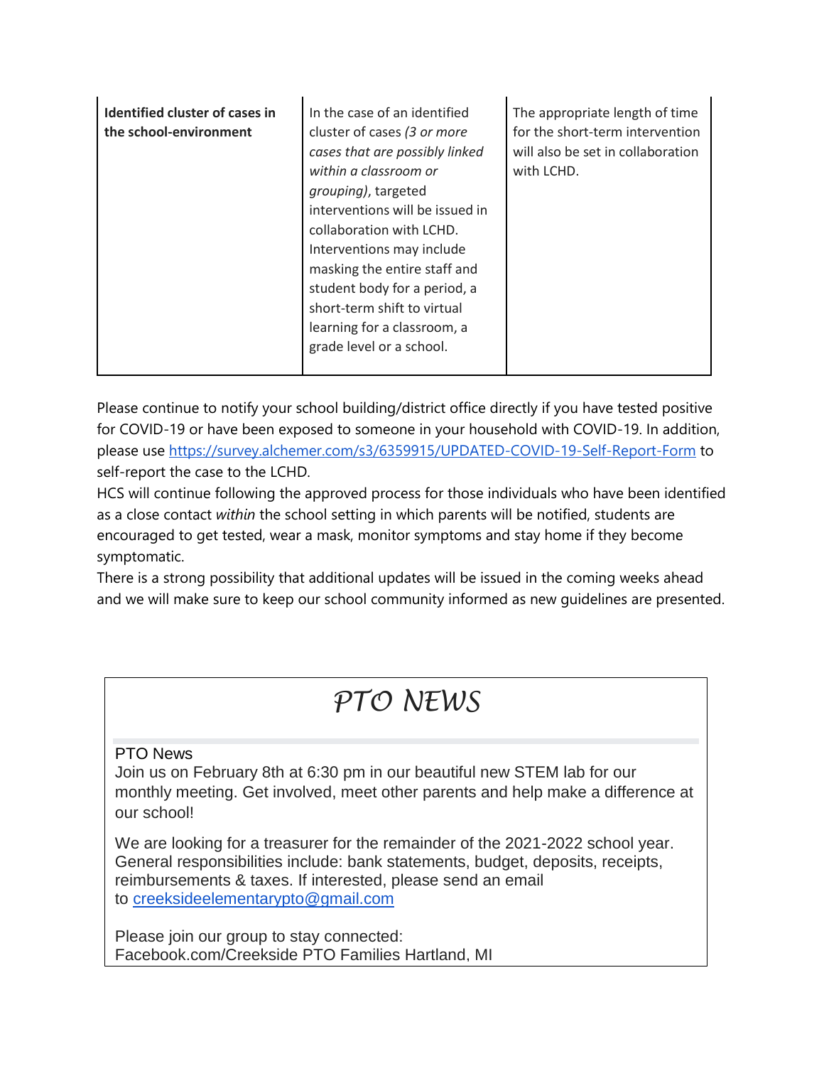| | | |
|---|---|---|
| **Identified cluster of cases in the school-environment** | In the case of an identified cluster of cases *(3 or more cases that are possibly linked within a classroom or grouping)*, targeted interventions will be issued in collaboration with LCHD. Interventions may include masking the entire staff and student body for a period, a short-term shift to virtual learning for a classroom, a grade level or a school. | The appropriate length of time for the short-term intervention will also be set in collaboration with LCHD. |

Please continue to notify your school building/district office directly if you have tested positive for COVID-19 or have been exposed to someone in your household with COVID-19. In addition, please use https://survey.alchemer.com/s3/6359915/UPDATED-COVID-19-Self-Report-Form to self-report the case to the LCHD.

HCS will continue following the approved process for those individuals who have been identified as a close contact *within* the school setting in which parents will be notified, students are encouraged to get tested, wear a mask, monitor symptoms and stay home if they become symptomatic.

There is a strong possibility that additional updates will be issued in the coming weeks ahead and we will make sure to keep our school community informed as new guidelines are presented.

# PTO NEWS

PTO News

Join us on February 8th at 6:30 pm in our beautiful new STEM lab for our monthly meeting. Get involved, meet other parents and help make a difference at our school!

We are looking for a treasurer for the remainder of the 2021-2022 school year. General responsibilities include: bank statements, budget, deposits, receipts, reimbursements & taxes. If interested, please send an email to creeksideelementarypto@gmail.com

Please join our group to stay connected:
Facebook.com/Creekside PTO Families Hartland, MI